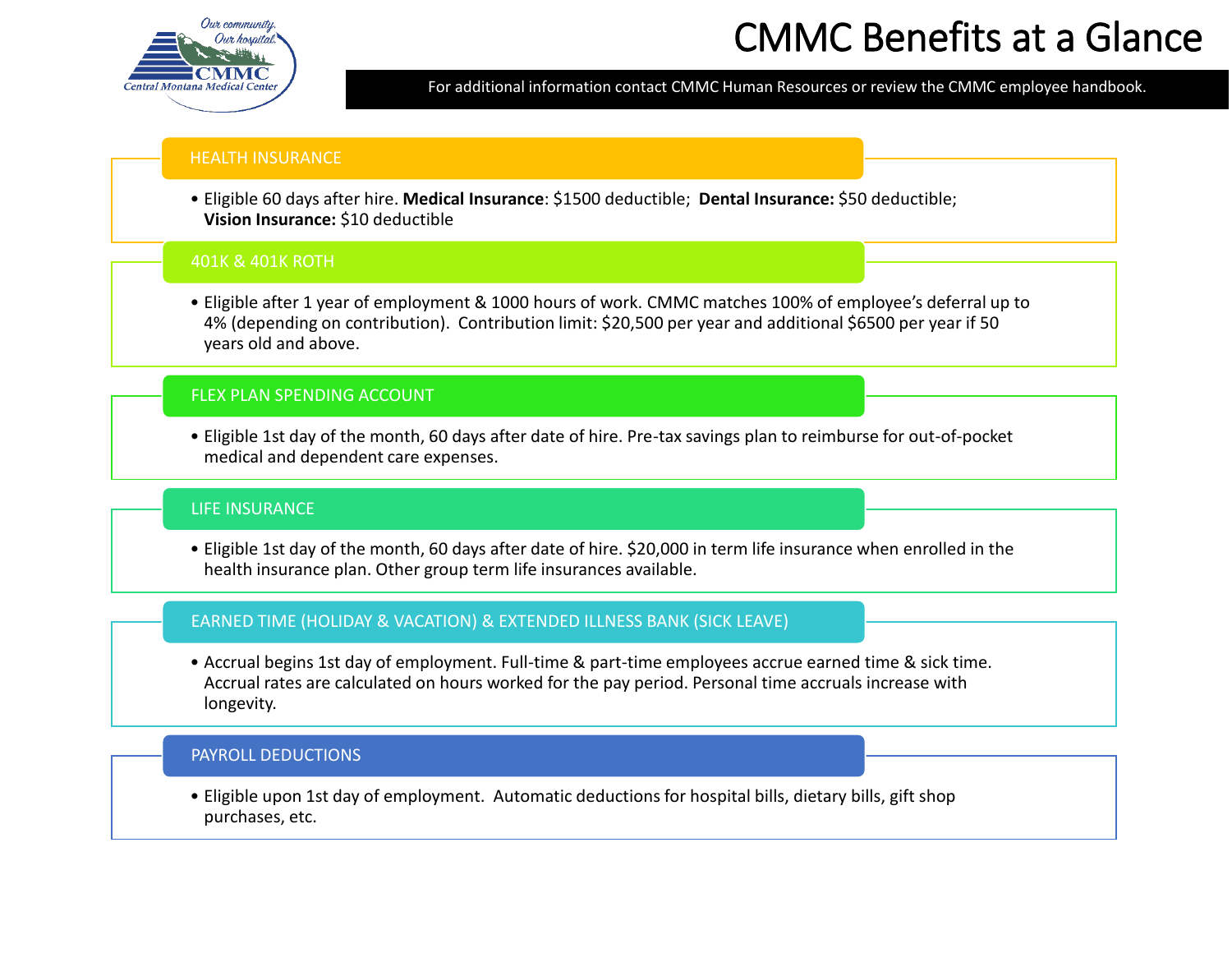# CMMC Benefits at a Glance

For additional information contact CMMC Human Resources or review the CMMC employee handbook.

## HEALTH INSURANCE

- Eligible 60 days after hire. **Medical Insurance**: $1500 deductible; **Dental Insurance:** $50 deductible; **Vision Insurance:** $10 deductible

## 401K & 401K ROTH

- Eligible after 1 year of employment & 1000 hours of work. CMMC matches 100% of employee's deferral up to 4% (depending on contribution). Contribution limit: $20,500 per year and additional $6500 per year if 50 years old and above.

## FLEX PLAN SPENDING ACCOUNT

- Eligible 1st day of the month, 60 days after date of hire. Pre-tax savings plan to reimburse for out-of-pocket medical and dependent care expenses.

## LIFE INSURANCE

- Eligible 1st day of the month, 60 days after date of hire. $20,000 in term life insurance when enrolled in the health insurance plan. Other group term life insurances available.

## EARNED TIME (HOLIDAY & VACATION) & EXTENDED ILLNESS BANK (SICK LEAVE)

- Accrual begins 1st day of employment. Full-time & part-time employees accrue earned time & sick time. Accrual rates are calculated on hours worked for the pay period. Personal time accruals increase with longevity.

## PAYROLL DEDUCTIONS

- Eligible upon 1st day of employment. Automatic deductions for hospital bills, dietary bills, gift shop purchases, etc.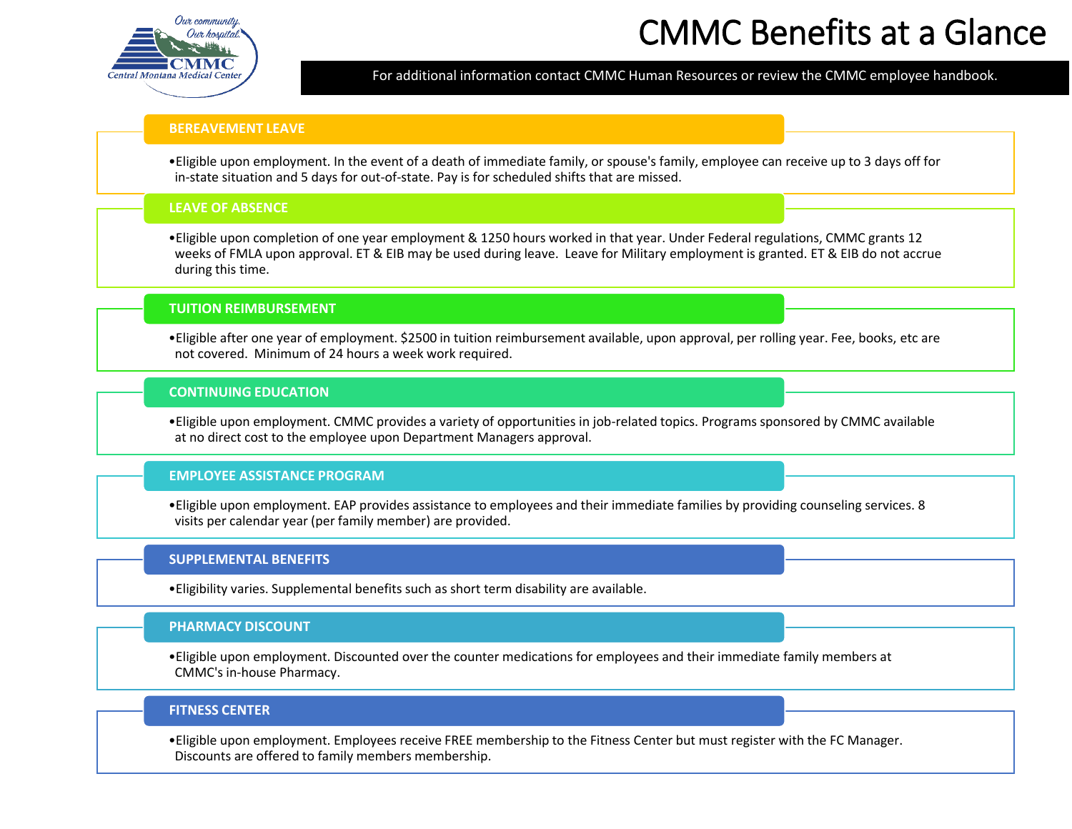# CMMC Benefits at a Glance

For additional information contact CMMC Human Resources or review the CMMC employee handbook.

## BEREAVEMENT LEAVE

- Eligible upon employment. In the event of a death of immediate family, or spouse's family, employee can receive up to 3 days off for in-state situation and 5 days for out-of-state. Pay is for scheduled shifts that are missed.

## LEAVE OF ABSENCE

- Eligible upon completion of one year employment & 1250 hours worked in that year. Under Federal regulations, CMMC grants 12 weeks of FMLA upon approval. ET & EIB may be used during leave. Leave for Military employment is granted. ET & EIB do not accrue during this time.

## TUITION REIMBURSEMENT

- Eligible after one year of employment. $2500 in tuition reimbursement available, upon approval, per rolling year. Fee, books, etc are not covered. Minimum of 24 hours a week work required.

## CONTINUING EDUCATION

- Eligible upon employment. CMMC provides a variety of opportunities in job-related topics. Programs sponsored by CMMC available at no direct cost to the employee upon Department Managers approval.

## EMPLOYEE ASSISTANCE PROGRAM

- Eligible upon employment. EAP provides assistance to employees and their immediate families by providing counseling services. 8 visits per calendar year (per family member) are provided.

## SUPPLEMENTAL BENEFITS

- Eligibility varies. Supplemental benefits such as short term disability are available.

## PHARMACY DISCOUNT

- Eligible upon employment. Discounted over the counter medications for employees and their immediate family members at CMMC's in-house Pharmacy.

## FITNESS CENTER

- Eligible upon employment. Employees receive FREE membership to the Fitness Center but must register with the FC Manager. Discounts are offered to family members membership.